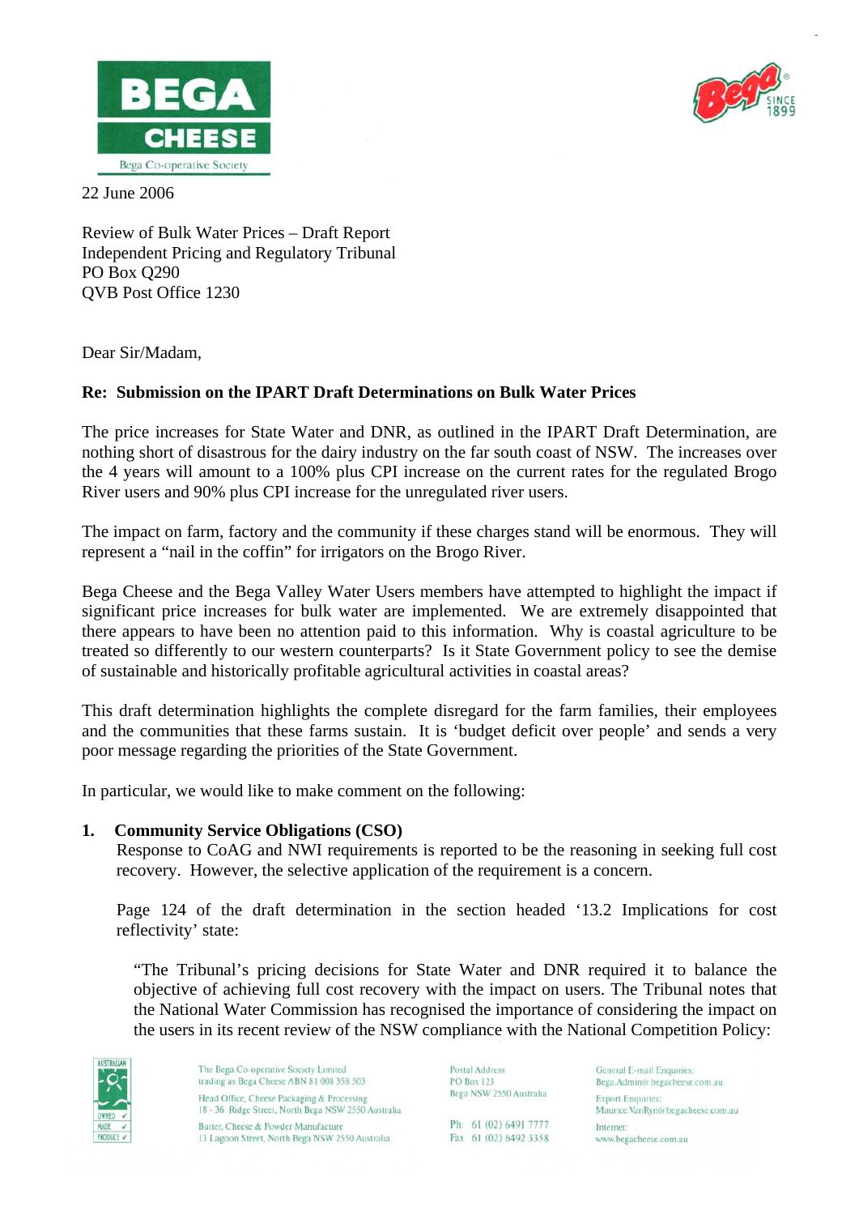22 June 2006

Review of Bulk Water Prices – Draft Report
Independent Pricing and Regulatory Tribunal
PO Box Q290
QVB Post Office 1230

Dear Sir/Madam,

**Re: Submission on the IPART Draft Determinations on Bulk Water Prices**

The price increases for State Water and DNR, as outlined in the IPART Draft Determination, are nothing short of disastrous for the dairy industry on the far south coast of NSW. The increases over the 4 years will amount to a 100% plus CPI increase on the current rates for the regulated Brogo River users and 90% plus CPI increase for the unregulated river users.

The impact on farm, factory and the community if these charges stand will be enormous. They will represent a "nail in the coffin" for irrigators on the Brogo River.

Bega Cheese and the Bega Valley Water Users members have attempted to highlight the impact if significant price increases for bulk water are implemented. We are extremely disappointed that there appears to have been no attention paid to this information. Why is coastal agriculture to be treated so differently to our western counterparts? Is it State Government policy to see the demise of sustainable and historically profitable agricultural activities in coastal areas?

This draft determination highlights the complete disregard for the farm families, their employees and the communities that these farms sustain. It is 'budget deficit over people' and sends a very poor message regarding the priorities of the State Government.

In particular, we would like to make comment on the following:

1. **Community Service Obligations (CSO)**

   Response to CoAG and NWI requirements is reported to be the reasoning in seeking full cost recovery. However, the selective application of the requirement is a concern.

   Page 124 of the draft determination in the section headed '13.2 Implications for cost reflectivity' state:

   > "The Tribunal's pricing decisions for State Water and DNR required it to balance the objective of achieving full cost recovery with the impact on users. The Tribunal notes that the National Water Commission has recognised the importance of considering the impact on the users in its recent review of the NSW compliance with the National Competition Policy: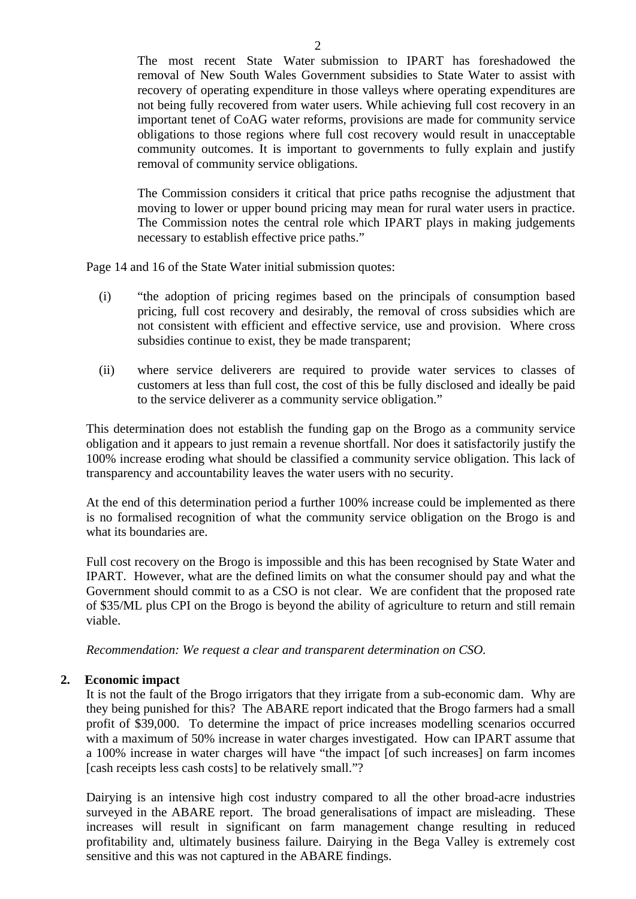> The most recent State Water submission to IPART has foreshadowed the removal of New South Wales Government subsidies to State Water to assist with recovery of operating expenditure in those valleys where operating expenditures are not being fully recovered from water users. While achieving full cost recovery in an important tenet of CoAG water reforms, provisions are made for community service obligations to those regions where full cost recovery would result in unacceptable community outcomes. It is important to governments to fully explain and justify removal of community service obligations.
>
> The Commission considers it critical that price paths recognise the adjustment that moving to lower or upper bound pricing may mean for rural water users in practice. The Commission notes the central role which IPART plays in making judgements necessary to establish effective price paths."

Page 14 and 16 of the State Water initial submission quotes:

(i) "the adoption of pricing regimes based on the principals of consumption based pricing, full cost recovery and desirably, the removal of cross subsidies which are not consistent with efficient and effective service, use and provision. Where cross subsidies continue to exist, they be made transparent;

(ii) where service deliverers are required to provide water services to classes of customers at less than full cost, the cost of this be fully disclosed and ideally be paid to the service deliverer as a community service obligation."

This determination does not establish the funding gap on the Brogo as a community service obligation and it appears to just remain a revenue shortfall. Nor does it satisfactorily justify the 100% increase eroding what should be classified a community service obligation. This lack of transparency and accountability leaves the water users with no security.

At the end of this determination period a further 100% increase could be implemented as there is no formalised recognition of what the community service obligation on the Brogo is and what its boundaries are.

Full cost recovery on the Brogo is impossible and this has been recognised by State Water and IPART. However, what are the defined limits on what the consumer should pay and what the Government should commit to as a CSO is not clear. We are confident that the proposed rate of $35/ML plus CPI on the Brogo is beyond the ability of agriculture to return and still remain viable.

*Recommendation: We request a clear and transparent determination on CSO.*

**2. Economic impact**

It is not the fault of the Brogo irrigators that they irrigate from a sub-economic dam. Why are they being punished for this? The ABARE report indicated that the Brogo farmers had a small profit of $39,000. To determine the impact of price increases modelling scenarios occurred with a maximum of 50% increase in water charges investigated. How can IPART assume that a 100% increase in water charges will have "the impact [of such increases] on farm incomes [cash receipts less cash costs] to be relatively small."?

Dairying is an intensive high cost industry compared to all the other broad-acre industries surveyed in the ABARE report. The broad generalisations of impact are misleading. These increases will result in significant on farm management change resulting in reduced profitability and, ultimately business failure. Dairying in the Bega Valley is extremely cost sensitive and this was not captured in the ABARE findings.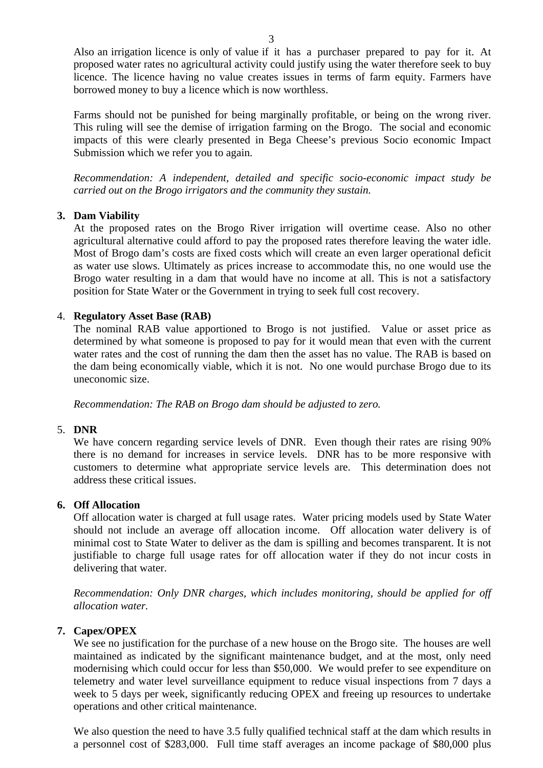Also an irrigation licence is only of value if it has a purchaser prepared to pay for it. At proposed water rates no agricultural activity could justify using the water therefore seek to buy licence. The licence having no value creates issues in terms of farm equity. Farmers have borrowed money to buy a licence which is now worthless.

Farms should not be punished for being marginally profitable, or being on the wrong river. This ruling will see the demise of irrigation farming on the Brogo. The social and economic impacts of this were clearly presented in Bega Cheese's previous Socio economic Impact Submission which we refer you to again.

*Recommendation: A independent, detailed and specific socio-economic impact study be carried out on the Brogo irrigators and the community they sustain.*

3. **Dam Viability**

   At the proposed rates on the Brogo River irrigation will overtime cease. Also no other agricultural alternative could afford to pay the proposed rates therefore leaving the water idle. Most of Brogo dam's costs are fixed costs which will create an even larger operational deficit as water use slows. Ultimately as prices increase to accommodate this, no one would use the Brogo water resulting in a dam that would have no income at all. This is not a satisfactory position for State Water or the Government in trying to seek full cost recovery.

4. **Regulatory Asset Base (RAB)**

   The nominal RAB value apportioned to Brogo is not justified. Value or asset price as determined by what someone is proposed to pay for it would mean that even with the current water rates and the cost of running the dam then the asset has no value. The RAB is based on the dam being economically viable, which it is not. No one would purchase Brogo due to its uneconomic size.

   *Recommendation: The RAB on Brogo dam should be adjusted to zero.*

5. **DNR**

   We have concern regarding service levels of DNR. Even though their rates are rising 90% there is no demand for increases in service levels. DNR has to be more responsive with customers to determine what appropriate service levels are. This determination does not address these critical issues.

6. **Off Allocation**

   Off allocation water is charged at full usage rates. Water pricing models used by State Water should not include an average off allocation income. Off allocation water delivery is of minimal cost to State Water to deliver as the dam is spilling and becomes transparent. It is not justifiable to charge full usage rates for off allocation water if they do not incur costs in delivering that water.

   *Recommendation: Only DNR charges, which includes monitoring, should be applied for off allocation water.*

7. **Capex/OPEX**

   We see no justification for the purchase of a new house on the Brogo site. The houses are well maintained as indicated by the significant maintenance budget, and at the most, only need modernising which could occur for less than $50,000. We would prefer to see expenditure on telemetry and water level surveillance equipment to reduce visual inspections from 7 days a week to 5 days per week, significantly reducing OPEX and freeing up resources to undertake operations and other critical maintenance.

   We also question the need to have 3.5 fully qualified technical staff at the dam which results in a personnel cost of $283,000. Full time staff averages an income package of $80,000 plus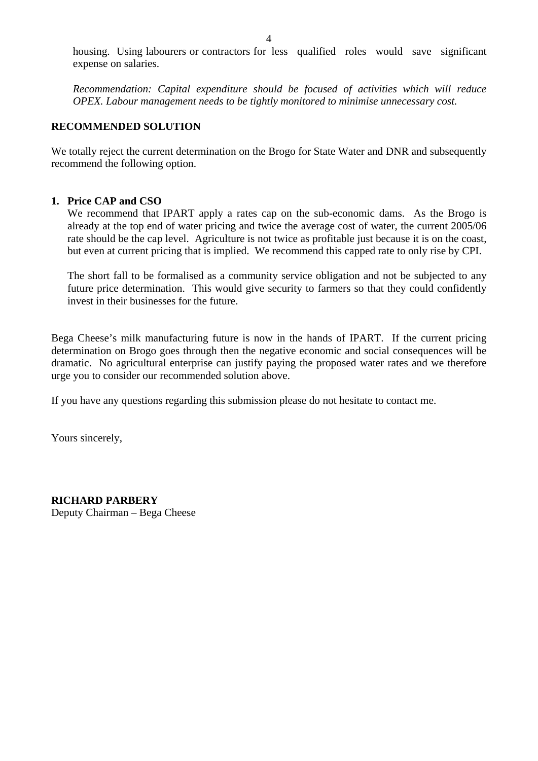housing. Using labourers or contractors for less qualified roles would save significant expense on salaries.

*Recommendation: Capital expenditure should be focused of activities which will reduce OPEX. Labour management needs to be tightly monitored to minimise unnecessary cost.*

**RECOMMENDED SOLUTION**

We totally reject the current determination on the Brogo for State Water and DNR and subsequently recommend the following option.

1. **Price CAP and CSO**
   We recommend that IPART apply a rates cap on the sub-economic dams. As the Brogo is already at the top end of water pricing and twice the average cost of water, the current 2005/06 rate should be the cap level. Agriculture is not twice as profitable just because it is on the coast, but even at current pricing that is implied. We recommend this capped rate to only rise by CPI.

   The short fall to be formalised as a community service obligation and not be subjected to any future price determination. This would give security to farmers so that they could confidently invest in their businesses for the future.

Bega Cheese's milk manufacturing future is now in the hands of IPART. If the current pricing determination on Brogo goes through then the negative economic and social consequences will be dramatic. No agricultural enterprise can justify paying the proposed water rates and we therefore urge you to consider our recommended solution above.

If you have any questions regarding this submission please do not hesitate to contact me.

Yours sincerely,

**RICHARD PARBERY**
Deputy Chairman – Bega Cheese